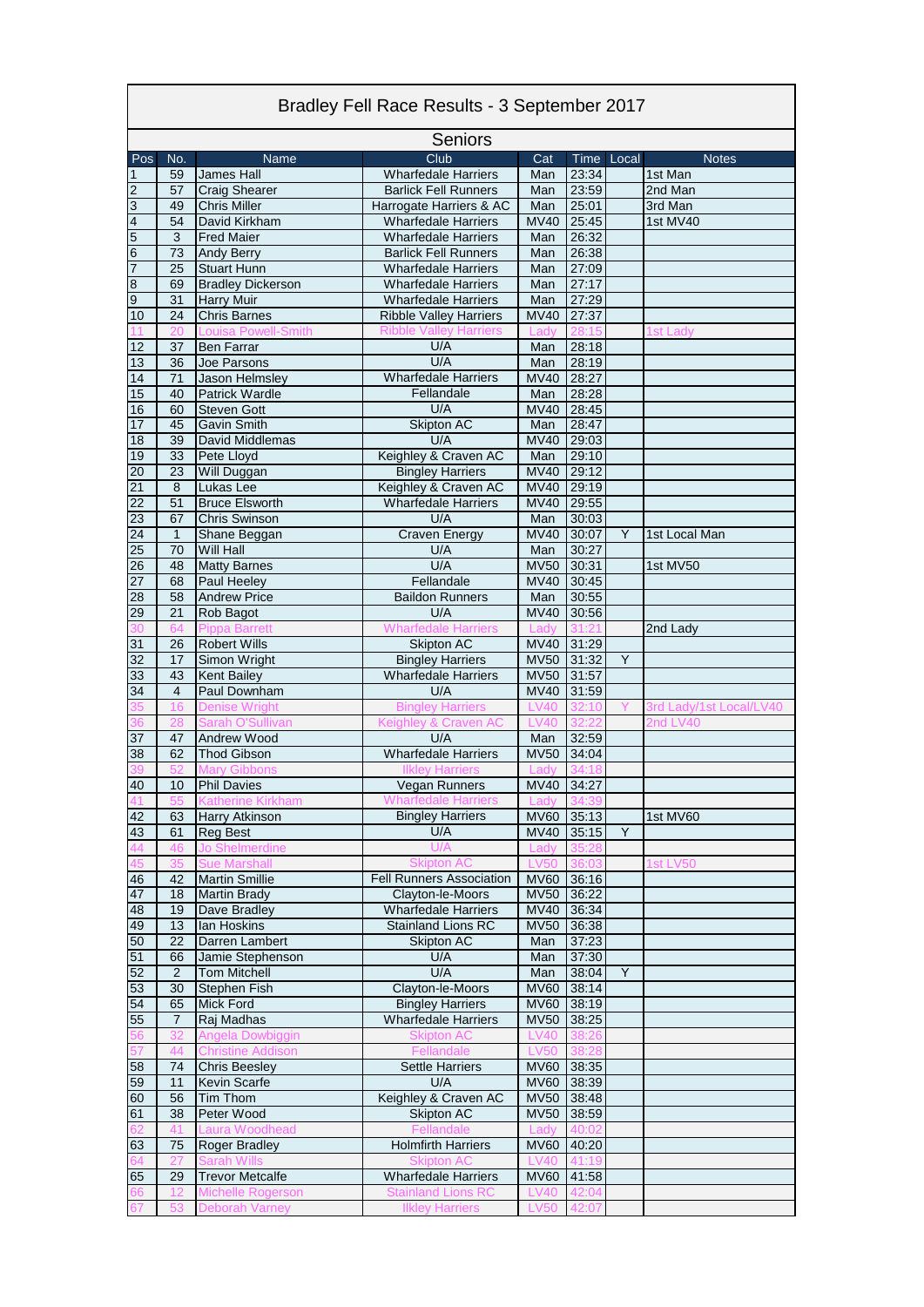# Bradley Fell Race Results - 3 September 2017

## Seniors

| Pos | No. | Name | Club | Cat | Time | Local | Notes |
|---|---|---|---|---|---|---|---|
| 1 | 59 | James Hall | Wharfedale Harriers | Man | 23:34 | | 1st Man |
| 2 | 57 | Craig Shearer | Barlick Fell Runners | Man | 23:59 | | 2nd Man |
| 3 | 49 | Chris Miller | Harrogate Harriers & AC | Man | 25:01 | | 3rd Man |
| 4 | 54 | David Kirkham | Wharfedale Harriers | MV40 | 25:45 | | 1st MV40 |
| 5 | 3 | Fred Maier | Wharfedale Harriers | Man | 26:32 | | |
| 6 | 73 | Andy Berry | Barlick Fell Runners | Man | 26:38 | | |
| 7 | 25 | Stuart Hunn | Wharfedale Harriers | Man | 27:09 | | |
| 8 | 69 | Bradley Dickerson | Wharfedale Harriers | Man | 27:17 | | |
| 9 | 31 | Harry Muir | Wharfedale Harriers | Man | 27:29 | | |
| 10 | 24 | Chris Barnes | Ribble Valley Harriers | MV40 | 27:37 | | |
| 11 | 20 | Louisa Powell-Smith | Ribble Valley Harriers | Lady | 28:15 | | 1st Lady |
| 12 | 37 | Ben Farrar | U/A | Man | 28:18 | | |
| 13 | 36 | Joe Parsons | U/A | Man | 28:19 | | |
| 14 | 71 | Jason Helmsley | Wharfedale Harriers | MV40 | 28:27 | | |
| 15 | 40 | Patrick Wardle | Fellandale | Man | 28:28 | | |
| 16 | 60 | Steven Gott | U/A | MV40 | 28:45 | | |
| 17 | 45 | Gavin Smith | Skipton AC | Man | 28:47 | | |
| 18 | 39 | David Middlemas | U/A | MV40 | 29:03 | | |
| 19 | 33 | Pete Lloyd | Keighley & Craven AC | Man | 29:10 | | |
| 20 | 23 | Will Duggan | Bingley Harriers | MV40 | 29:12 | | |
| 21 | 8 | Lukas Lee | Keighley & Craven AC | MV40 | 29:19 | | |
| 22 | 51 | Bruce Elsworth | Wharfedale Harriers | MV40 | 29:55 | | |
| 23 | 67 | Chris Swinson | U/A | Man | 30:03 | | |
| 24 | 1 | Shane Beggan | Craven Energy | MV40 | 30:07 | Y | 1st Local Man |
| 25 | 70 | Will Hall | U/A | Man | 30:27 | | |
| 26 | 48 | Matty Barnes | U/A | MV50 | 30:31 | | 1st MV50 |
| 27 | 68 | Paul Heeley | Fellandale | MV40 | 30:45 | | |
| 28 | 58 | Andrew Price | Baildon Runners | Man | 30:55 | | |
| 29 | 21 | Rob Bagot | U/A | MV40 | 30:56 | | |
| 30 | 64 | Pippa Barrett | Wharfedale Harriers | Lady | 31:21 | | 2nd Lady |
| 31 | 26 | Robert Wills | Skipton AC | MV40 | 31:29 | | |
| 32 | 17 | Simon Wright | Bingley Harriers | MV50 | 31:32 | Y | |
| 33 | 43 | Kent Bailey | Wharfedale Harriers | MV50 | 31:57 | | |
| 34 | 4 | Paul Downham | U/A | MV40 | 31:59 | | |
| 35 | 16 | Denise Wright | Bingley Harriers | LV40 | 32:10 | Y | 3rd Lady/1st Local/LV40 |
| 36 | 28 | Sarah O'Sullivan | Keighley & Craven AC | LV40 | 32:22 | | 2nd LV40 |
| 37 | 47 | Andrew Wood | U/A | Man | 32:59 | | |
| 38 | 62 | Thod Gibson | Wharfedale Harriers | MV50 | 34:04 | | |
| 39 | 52 | Mary Gibbons | Ilkley Harriers | Lady | 34:18 | | |
| 40 | 10 | Phil Davies | Vegan Runners | MV40 | 34:27 | | |
| 41 | 55 | Katherine Kirkham | Wharfedale Harriers | Lady | 34:39 | | |
| 42 | 63 | Harry Atkinson | Bingley Harriers | MV60 | 35:13 | | 1st MV60 |
| 43 | 61 | Reg Best | U/A | MV40 | 35:15 | Y | |
| 44 | 46 | Jo Shelmerdine | U/A | Lady | 35:28 | | |
| 45 | 35 | Sue Marshall | Skipton AC | LV50 | 36:03 | | 1st LV50 |
| 46 | 42 | Martin Smillie | Fell Runners Association | MV60 | 36:16 | | |
| 47 | 18 | Martin Brady | Clayton-le-Moors | MV50 | 36:22 | | |
| 48 | 19 | Dave Bradley | Wharfedale Harriers | MV40 | 36:34 | | |
| 49 | 13 | Ian Hoskins | Stainland Lions RC | MV50 | 36:38 | | |
| 50 | 22 | Darren Lambert | Skipton AC | Man | 37:23 | | |
| 51 | 66 | Jamie Stephenson | U/A | Man | 37:30 | | |
| 52 | 2 | Tom Mitchell | U/A | Man | 38:04 | Y | |
| 53 | 30 | Stephen Fish | Clayton-le-Moors | MV60 | 38:14 | | |
| 54 | 65 | Mick Ford | Bingley Harriers | MV60 | 38:19 | | |
| 55 | 7 | Raj Madhas | Wharfedale Harriers | MV50 | 38:25 | | |
| 56 | 32 | Angela Dowbiggin | Skipton AC | LV40 | 38:26 | | |
| 57 | 44 | Christine Addison | Fellandale | LV50 | 38:28 | | |
| 58 | 74 | Chris Beesley | Settle Harriers | MV60 | 38:35 | | |
| 59 | 11 | Kevin Scarfe | U/A | MV60 | 38:39 | | |
| 60 | 56 | Tim Thom | Keighley & Craven AC | MV50 | 38:48 | | |
| 61 | 38 | Peter Wood | Skipton AC | MV50 | 38:59 | | |
| 62 | 41 | Laura Woodhead | Fellandale | Lady | 40:02 | | |
| 63 | 75 | Roger Bradley | Holmfirth Harriers | MV60 | 40:20 | | |
| 64 | 27 | Sarah Wills | Skipton AC | LV40 | 41:19 | | |
| 65 | 29 | Trevor Metcalfe | Wharfedale Harriers | MV60 | 41:58 | | |
| 66 | 12 | Michelle Rogerson | Stainland Lions RC | LV40 | 42:04 | | |
| 67 | 53 | Deborah Varney | Ilkley Harriers | LV50 | 42:07 | | |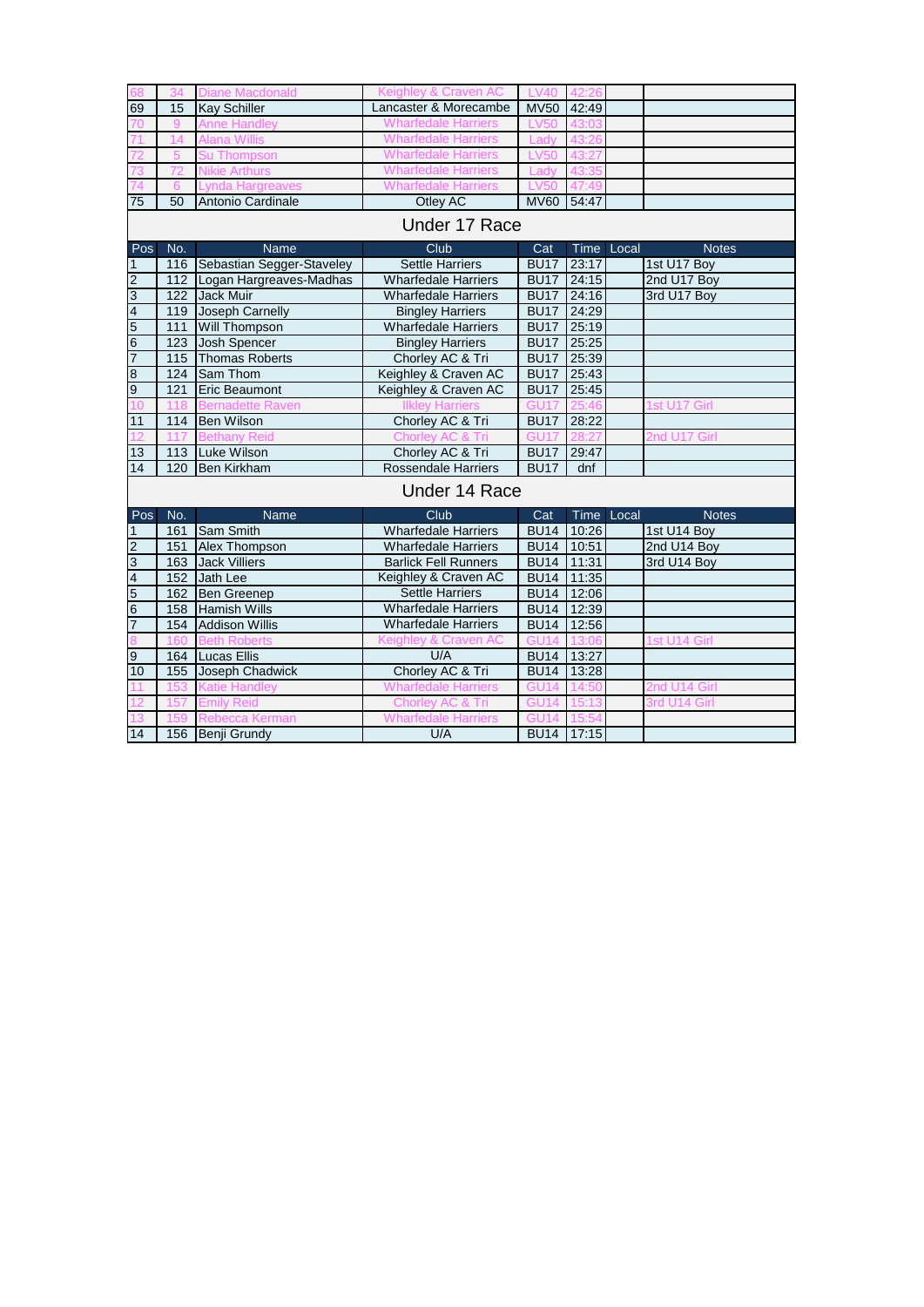| 68 | 34 | Diane Macdonald | Keighley & Craven AC | LV40 | 42:26 | | |
|---|---|---|---|---|---|---|---|
| 69 | 15 | Kay Schiller | Lancaster & Morecambe | MV50 | 42:49 | | |
| 70 | 9 | Anne Handley | Wharfedale Harriers | LV50 | 43:03 | | |
| 71 | 14 | Alana Willis | Wharfedale Harriers | Lady | 43:26 | | |
| 72 | 5 | Su Thompson | Wharfedale Harriers | LV50 | 43:27 | | |
| 73 | 72 | Nikie Arthurs | Wharfedale Harriers | Lady | 43:35 | | |
| 74 | 6 | Lynda Hargreaves | Wharfedale Harriers | LV50 | 47:49 | | |
| 75 | 50 | Antonio Cardinale | Otley AC | MV60 | 54:47 | | |

## Under 17 Race

| Pos | No. | Name | Club | Cat | Time | Local | Notes |
|---|---|---|---|---|---|---|---|
| 1 | 116 | Sebastian Segger-Staveley | Settle Harriers | BU17 | 23:17 | | 1st U17 Boy |
| 2 | 112 | Logan Hargreaves-Madhas | Wharfedale Harriers | BU17 | 24:15 | | 2nd U17 Boy |
| 3 | 122 | Jack Muir | Wharfedale Harriers | BU17 | 24:16 | | 3rd U17 Boy |
| 4 | 119 | Joseph Carnelly | Bingley Harriers | BU17 | 24:29 | | |
| 5 | 111 | Will Thompson | Wharfedale Harriers | BU17 | 25:19 | | |
| 6 | 123 | Josh Spencer | Bingley Harriers | BU17 | 25:25 | | |
| 7 | 115 | Thomas Roberts | Chorley AC & Tri | BU17 | 25:39 | | |
| 8 | 124 | Sam Thom | Keighley & Craven AC | BU17 | 25:43 | | |
| 9 | 121 | Eric Beaumont | Keighley & Craven AC | BU17 | 25:45 | | |
| 10 | 118 | Bernadette Raven | Ilkley Harriers | GU17 | 25:46 | | 1st U17 Girl |
| 11 | 114 | Ben Wilson | Chorley AC & Tri | BU17 | 28:22 | | |
| 12 | 117 | Bethany Reid | Chorley AC & Tri | GU17 | 28:27 | | 2nd U17 Girl |
| 13 | 113 | Luke Wilson | Chorley AC & Tri | BU17 | 29:47 | | |
| 14 | 120 | Ben Kirkham | Rossendale Harriers | BU17 | dnf | | |

## Under 14 Race

| Pos | No. | Name | Club | Cat | Time | Local | Notes |
|---|---|---|---|---|---|---|---|
| 1 | 161 | Sam Smith | Wharfedale Harriers | BU14 | 10:26 | | 1st U14 Boy |
| 2 | 151 | Alex Thompson | Wharfedale Harriers | BU14 | 10:51 | | 2nd U14 Boy |
| 3 | 163 | Jack Villiers | Barlick Fell Runners | BU14 | 11:31 | | 3rd U14 Boy |
| 4 | 152 | Jath Lee | Keighley & Craven AC | BU14 | 11:35 | | |
| 5 | 162 | Ben Greenep | Settle Harriers | BU14 | 12:06 | | |
| 6 | 158 | Hamish Wills | Wharfedale Harriers | BU14 | 12:39 | | |
| 7 | 154 | Addison Willis | Wharfedale Harriers | BU14 | 12:56 | | |
| 8 | 160 | Beth Roberts | Keighley & Craven AC | GU14 | 13:06 | | 1st U14 Girl |
| 9 | 164 | Lucas Ellis | U/A | BU14 | 13:27 | | |
| 10 | 155 | Joseph Chadwick | Chorley AC & Tri | BU14 | 13:28 | | |
| 11 | 153 | Katie Handley | Wharfedale Harriers | GU14 | 14:50 | | 2nd U14 Girl |
| 12 | 157 | Emily Reid | Chorley AC & Tri | GU14 | 15:13 | | 3rd U14 Girl |
| 13 | 159 | Rebecca Kerman | Wharfedale Harriers | GU14 | 15:54 | | |
| 14 | 156 | Benji Grundy | U/A | BU14 | 17:15 | | |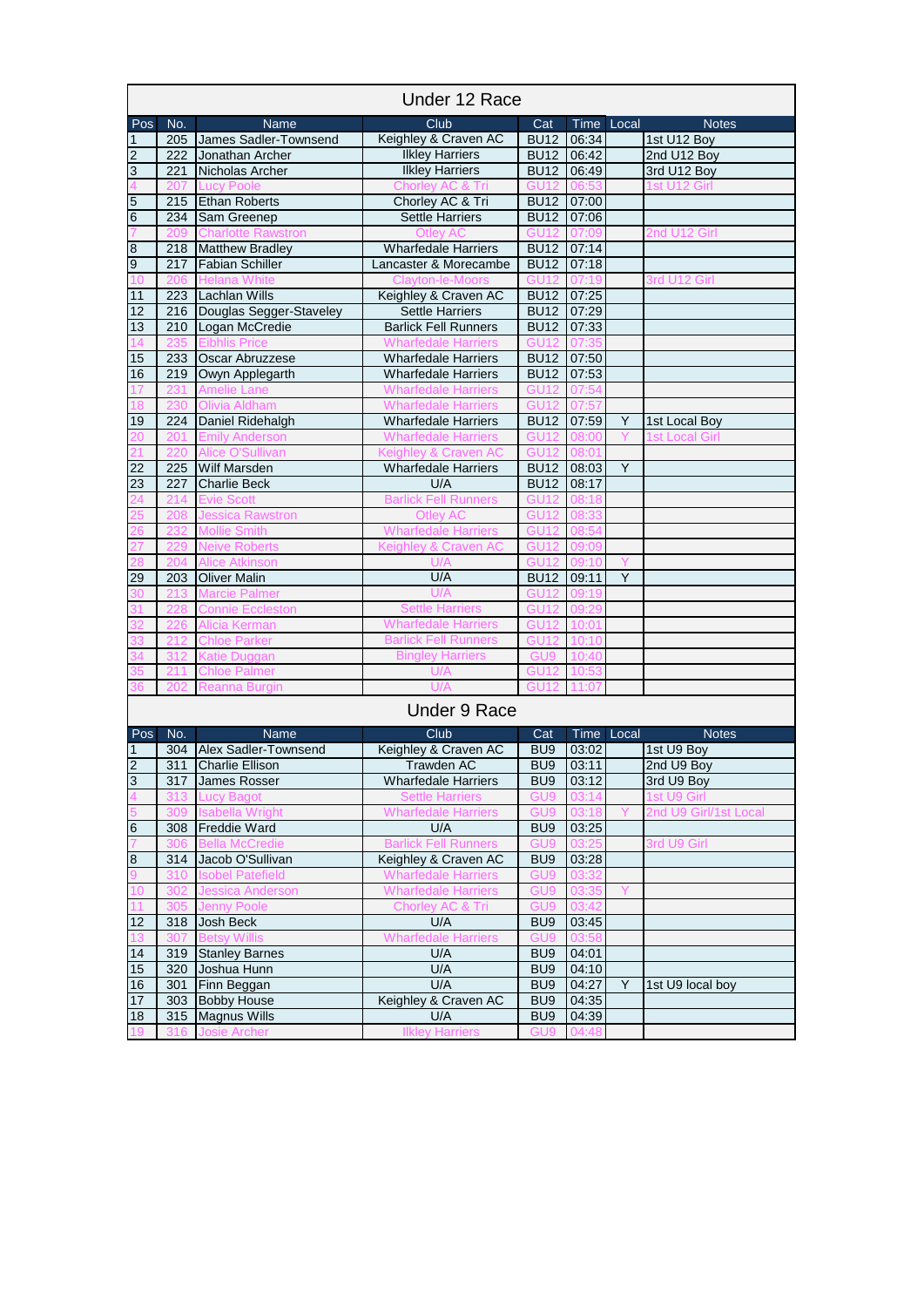## Under 12 Race

| Pos | No. | Name | Club | Cat | Time | Local | Notes |
|---|---|---|---|---|---|---|---|
| 1 | 205 | James Sadler-Townsend | Keighley & Craven AC | BU12 | 06:34 | | 1st U12 Boy |
| 2 | 222 | Jonathan Archer | Ilkley Harriers | BU12 | 06:42 | | 2nd U12 Boy |
| 3 | 221 | Nicholas Archer | Ilkley Harriers | BU12 | 06:49 | | 3rd U12 Boy |
| 4 | 207 | Lucy Poole | Chorley AC & Tri | GU12 | 06:53 | | 1st U12 Girl |
| 5 | 215 | Ethan Roberts | Chorley AC & Tri | BU12 | 07:00 | | |
| 6 | 234 | Sam Greenep | Settle Harriers | BU12 | 07:06 | | |
| 7 | 209 | Charlotte Rawstron | Otley AC | GU12 | 07:09 | | 2nd U12 Girl |
| 8 | 218 | Matthew Bradley | Wharfedale Harriers | BU12 | 07:14 | | |
| 9 | 217 | Fabian Schiller | Lancaster & Morecambe | BU12 | 07:18 | | |
| 10 | 206 | Helana White | Clayton-le-Moors | GU12 | 07:19 | | 3rd U12 Girl |
| 11 | 223 | Lachlan Wills | Keighley & Craven AC | BU12 | 07:25 | | |
| 12 | 216 | Douglas Segger-Staveley | Settle Harriers | BU12 | 07:29 | | |
| 13 | 210 | Logan McCredie | Barlick Fell Runners | BU12 | 07:33 | | |
| 14 | 235 | Eibhlis Price | Wharfedale Harriers | GU12 | 07:35 | | |
| 15 | 233 | Oscar Abruzzese | Wharfedale Harriers | BU12 | 07:50 | | |
| 16 | 219 | Owyn Applegarth | Wharfedale Harriers | BU12 | 07:53 | | |
| 17 | 231 | Amelie Lane | Wharfedale Harriers | GU12 | 07:54 | | |
| 18 | 230 | Olivia Aldham | Wharfedale Harriers | GU12 | 07:57 | | |
| 19 | 224 | Daniel Ridehalgh | Wharfedale Harriers | BU12 | 07:59 | Y | 1st Local Boy |
| 20 | 201 | Emily Anderson | Wharfedale Harriers | GU12 | 08:00 | Y | 1st Local Girl |
| 21 | 220 | Alice O'Sullivan | Keighley & Craven AC | GU12 | 08:01 | | |
| 22 | 225 | Wilf Marsden | Wharfedale Harriers | BU12 | 08:03 | Y | |
| 23 | 227 | Charlie Beck | U/A | BU12 | 08:17 | | |
| 24 | 214 | Evie Scott | Barlick Fell Runners | GU12 | 08:18 | | |
| 25 | 208 | Jessica Rawstron | Otley AC | GU12 | 08:33 | | |
| 26 | 232 | Mollie Smith | Wharfedale Harriers | GU12 | 08:54 | | |
| 27 | 229 | Neive Roberts | Keighley & Craven AC | GU12 | 09:09 | | |
| 28 | 204 | Alice Atkinson | U/A | GU12 | 09:10 | Y | |
| 29 | 203 | Oliver Malin | U/A | BU12 | 09:11 | Y | |
| 30 | 213 | Marcie Palmer | U/A | GU12 | 09:19 | | |
| 31 | 228 | Connie Eccleston | Settle Harriers | GU12 | 09:29 | | |
| 32 | 226 | Alicia Kerman | Wharfedale Harriers | GU12 | 10:01 | | |
| 33 | 212 | Chloe Parker | Barlick Fell Runners | GU12 | 10:10 | | |
| 34 | 312 | Katie Duggan | Bingley Harriers | GU9 | 10:40 | | |
| 35 | 211 | Chloe Palmer | U/A | GU12 | 10:53 | | |
| 36 | 202 | Reanna Burgin | U/A | GU12 | 11:07 | | |

## Under 9 Race

| Pos | No. | Name | Club | Cat | Time | Local | Notes |
|---|---|---|---|---|---|---|---|
| 1 | 304 | Alex Sadler-Townsend | Keighley & Craven AC | BU9 | 03:02 | | 1st U9 Boy |
| 2 | 311 | Charlie Ellison | Trawden AC | BU9 | 03:11 | | 2nd U9 Boy |
| 3 | 317 | James Rosser | Wharfedale Harriers | BU9 | 03:12 | | 3rd U9 Boy |
| 4 | 313 | Lucy Bagot | Settle Harriers | GU9 | 03:14 | | 1st U9 Girl |
| 5 | 309 | Isabella Wright | Wharfedale Harriers | GU9 | 03:18 | Y | 2nd U9 Girl/1st Local |
| 6 | 308 | Freddie Ward | U/A | BU9 | 03:25 | | |
| 7 | 306 | Bella McCredie | Barlick Fell Runners | GU9 | 03:25 | | 3rd U9 Girl |
| 8 | 314 | Jacob O'Sullivan | Keighley & Craven AC | BU9 | 03:28 | | |
| 9 | 310 | Isobel Patefield | Wharfedale Harriers | GU9 | 03:32 | | |
| 10 | 302 | Jessica Anderson | Wharfedale Harriers | GU9 | 03:35 | Y | |
| 11 | 305 | Jenny Poole | Chorley AC & Tri | GU9 | 03:42 | | |
| 12 | 318 | Josh Beck | U/A | BU9 | 03:45 | | |
| 13 | 307 | Betsy Willis | Wharfedale Harriers | GU9 | 03:58 | | |
| 14 | 319 | Stanley Barnes | U/A | BU9 | 04:01 | | |
| 15 | 320 | Joshua Hunn | U/A | BU9 | 04:10 | | |
| 16 | 301 | Finn Beggan | U/A | BU9 | 04:27 | Y | 1st U9 local boy |
| 17 | 303 | Bobby House | Keighley & Craven AC | BU9 | 04:35 | | |
| 18 | 315 | Magnus Wills | U/A | BU9 | 04:39 | | |
| 19 | 316 | Josie Archer | Ilkley Harriers | GU9 | 04:48 | | |